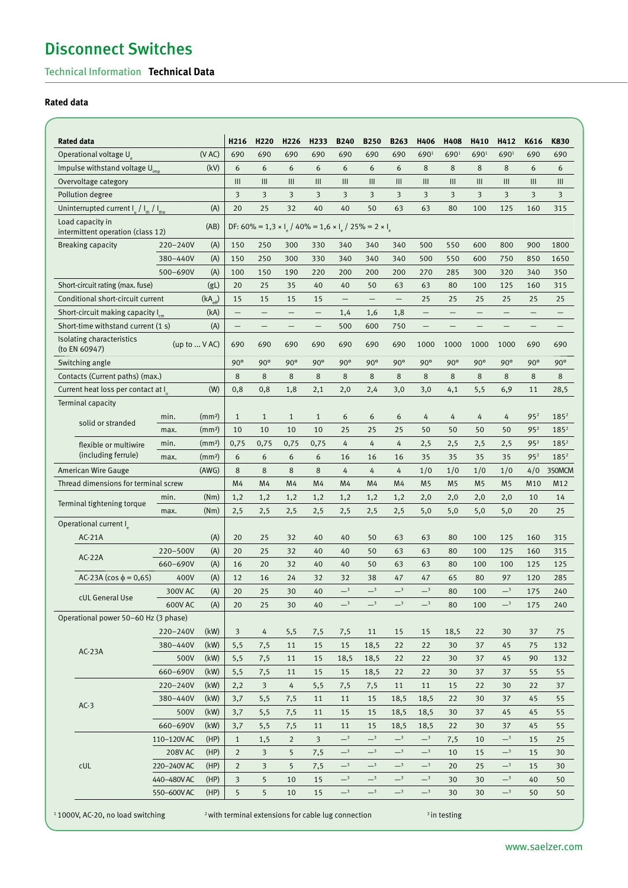# Disconnect Switches

## Technical Information **Technical Data**

### Rated data

| Rated data | | | H216 | H220 | H226 | H233 | B240 | B250 | B263 | H406 | H408 | H410 | H412 | K616 | K830 |
|---|---|---|---|---|---|---|---|---|---|---|---|---|---|---|---|
| Operational voltage $U_e$ | | (V AC) | 690 | 690 | 690 | 690 | 690 | 690 | 690 | 690[1] | 690[1] | 690[1] | 690[1] | 690 | 690 |
| Impulse withstand voltage $U_{imp}$ | | (kV) | 6 | 6 | 6 | 6 | 6 | 6 | 6 | 8 | 8 | 8 | 8 | 6 | 6 |
| Overvoltage category | | | III | III | III | III | III | III | III | III | III | III | III | III | III |
| Pollution degree | | | 3 | 3 | 3 | 3 | 3 | 3 | 3 | 3 | 3 | 3 | 3 | 3 | 3 |
| Uninterrupted current $I_u$ / $I_{th}$ / $I_{the}$ | | (A) | 20 | 25 | 32 | 40 | 40 | 50 | 63 | 63 | 80 | 100 | 125 | 160 | 315 |
| Load capacity in intermittent operation (class 12) | | (AB) | DF: 60% = 1,3 × $I_e$ / 40% = 1,6 × $I_e$ / 25% = 2 × $I_e$ | | | | | | | | | | | | |
| Breaking capacity | 220–240V | (A) | 150 | 250 | 300 | 330 | 340 | 340 | 340 | 500 | 550 | 600 | 800 | 900 | 1800 |
| | 380–440V | (A) | 150 | 250 | 300 | 330 | 340 | 340 | 340 | 500 | 550 | 600 | 750 | 850 | 1650 |
| | 500–690V | (A) | 100 | 150 | 190 | 220 | 200 | 200 | 200 | 270 | 285 | 300 | 320 | 340 | 350 |
| Short-circuit rating (max. fuse) | | (gL) | 20 | 25 | 35 | 40 | 40 | 50 | 63 | 63 | 80 | 100 | 125 | 160 | 315 |
| Conditional short-circuit current | | ($kA_{eff}$) | 15 | 15 | 15 | 15 | – | – | – | 25 | 25 | 25 | 25 | 25 | 25 |
| Short-circuit making capacity $I_{cm}$ | | (kA) | – | – | – | – | 1,4 | 1,6 | 1,8 | – | – | – | – | – | – |
| Short-time withstand current (1 s) | | (A) | – | – | – | – | 500 | 600 | 750 | – | – | – | – | – | – |
| Isolating characteristics (to EN 60947) | | (up to ... V AC) | 690 | 690 | 690 | 690 | 690 | 690 | 690 | 1000 | 1000 | 1000 | 1000 | 690 | 690 |
| Switching angle | | | 90° | 90° | 90° | 90° | 90° | 90° | 90° | 90° | 90° | 90° | 90° | 90° | 90° |
| Contacts (Current paths) (max.) | | | 8 | 8 | 8 | 8 | 8 | 8 | 8 | 8 | 8 | 8 | 8 | 8 | 8 |
| Current heat loss per contact at $I_u$ | | (W) | 0,8 | 0,8 | 1,8 | 2,1 | 2,0 | 2,4 | 3,0 | 3,0 | 4,1 | 5,5 | 6,9 | 11 | 28,5 |
| Terminal capacity | | | | | | | | | | | | | | | |
| solid or stranded | min. | (mm²) | 1 | 1 | 1 | 1 | 6 | 6 | 6 | 4 | 4 | 4 | 4 | 95[2] | 185[2] |
| | max. | (mm²) | 10 | 10 | 10 | 10 | 25 | 25 | 25 | 50 | 50 | 50 | 50 | 95[2] | 185[2] |
| flexible or multiwire (including ferrule) | min. | (mm²) | 0,75 | 0,75 | 0,75 | 0,75 | 4 | 4 | 4 | 2,5 | 2,5 | 2,5 | 2,5 | 95[2] | 185[2] |
| | max. | (mm²) | 6 | 6 | 6 | 6 | 16 | 16 | 16 | 35 | 35 | 35 | 35 | 95[2] | 185[2] |
| American Wire Gauge | | (AWG) | 8 | 8 | 8 | 8 | 4 | 4 | 4 | 1/0 | 1/0 | 1/0 | 1/0 | 4/0 | 350MCM |
| Thread dimensions for terminal screw | | | M4 | M4 | M4 | M4 | M4 | M4 | M4 | M5 | M5 | M5 | M5 | M10 | M12 |
| Terminal tightening torque | min. | (Nm) | 1,2 | 1,2 | 1,2 | 1,2 | 1,2 | 1,2 | 1,2 | 2,0 | 2,0 | 2,0 | 2,0 | 10 | 14 |
| | max. | (Nm) | 2,5 | 2,5 | 2,5 | 2,5 | 2,5 | 2,5 | 2,5 | 5,0 | 5,0 | 5,0 | 5,0 | 20 | 25 |
| Operational current $I_e$ | | | | | | | | | | | | | | | |
| AC-21A | | (A) | 20 | 25 | 32 | 40 | 40 | 50 | 63 | 63 | 80 | 100 | 125 | 160 | 315 |
| AC-22A | 220–500V | (A) | 20 | 25 | 32 | 40 | 40 | 50 | 63 | 63 | 80 | 100 | 125 | 160 | 315 |
| | 660–690V | (A) | 16 | 20 | 32 | 40 | 40 | 50 | 63 | 63 | 80 | 100 | 100 | 125 | 125 |
| AC-23A (cos ϕ = 0,65) | 400V | (A) | 12 | 16 | 24 | 32 | 32 | 38 | 47 | 47 | 65 | 80 | 97 | 120 | 285 |
| cUL General Use | 300V AC | (A) | 20 | 25 | 30 | 40 | –[3] | –[3] | –[3] | –[3] | 80 | 100 | –[3] | 175 | 240 |
| | 600V AC | (A) | 20 | 25 | 30 | 40 | –[3] | –[3] | –[3] | –[3] | 80 | 100 | –[3] | 175 | 240 |
| Operational power 50–60 Hz (3 phase) | | | | | | | | | | | | | | | |
| AC-23A | 220–240V | (kW) | 3 | 4 | 5,5 | 7,5 | 7,5 | 11 | 15 | 15 | 18,5 | 22 | 30 | 37 | 75 |
| | 380–440V | (kW) | 5,5 | 7,5 | 11 | 15 | 15 | 18,5 | 22 | 22 | 30 | 37 | 45 | 75 | 132 |
| | 500V | (kW) | 5,5 | 7,5 | 11 | 15 | 18,5 | 18,5 | 22 | 22 | 30 | 37 | 45 | 90 | 132 |
| | 660–690V | (kW) | 5,5 | 7,5 | 11 | 15 | 15 | 18,5 | 22 | 22 | 30 | 37 | 37 | 55 | 55 |
| AC-3 | 220–240V | (kW) | 2,2 | 3 | 4 | 5,5 | 7,5 | 7,5 | 11 | 11 | 15 | 22 | 30 | 22 | 37 |
| | 380–440V | (kW) | 3,7 | 5,5 | 7,5 | 11 | 11 | 15 | 18,5 | 18,5 | 22 | 30 | 37 | 45 | 55 |
| | 500V | (kW) | 3,7 | 5,5 | 7,5 | 11 | 15 | 15 | 18,5 | 18,5 | 30 | 37 | 45 | 45 | 55 |
| | 660–690V | (kW) | 3,7 | 5,5 | 7,5 | 11 | 11 | 15 | 18,5 | 18,5 | 22 | 30 | 37 | 45 | 55 |
| cUL | 110–120V AC | (HP) | 1 | 1,5 | 2 | 3 | –[3] | –[3] | –[3] | –[3] | 7,5 | 10 | –[3] | 15 | 25 |
| | 208V AC | (HP) | 2 | 3 | 5 | 7,5 | –[3] | –[3] | –[3] | –[3] | 10 | 15 | –[3] | 15 | 30 |
| | 220–240V AC | (HP) | 2 | 3 | 5 | 7,5 | –[3] | –[3] | –[3] | –[3] | 20 | 25 | –[3] | 15 | 30 |
| | 440–480V AC | (HP) | 3 | 5 | 10 | 15 | –[3] | –[3] | –[3] | –[3] | 30 | 30 | –[3] | 40 | 50 |
| | 550–600V AC | (HP) | 5 | 5 | 10 | 15 | –[3] | –[3] | –[3] | –[3] | 30 | 30 | –[3] | 50 | 50 |

[1] 1000V, AC-20, no load switching  [2] with terminal extensions for cable lug connection  [3] in testing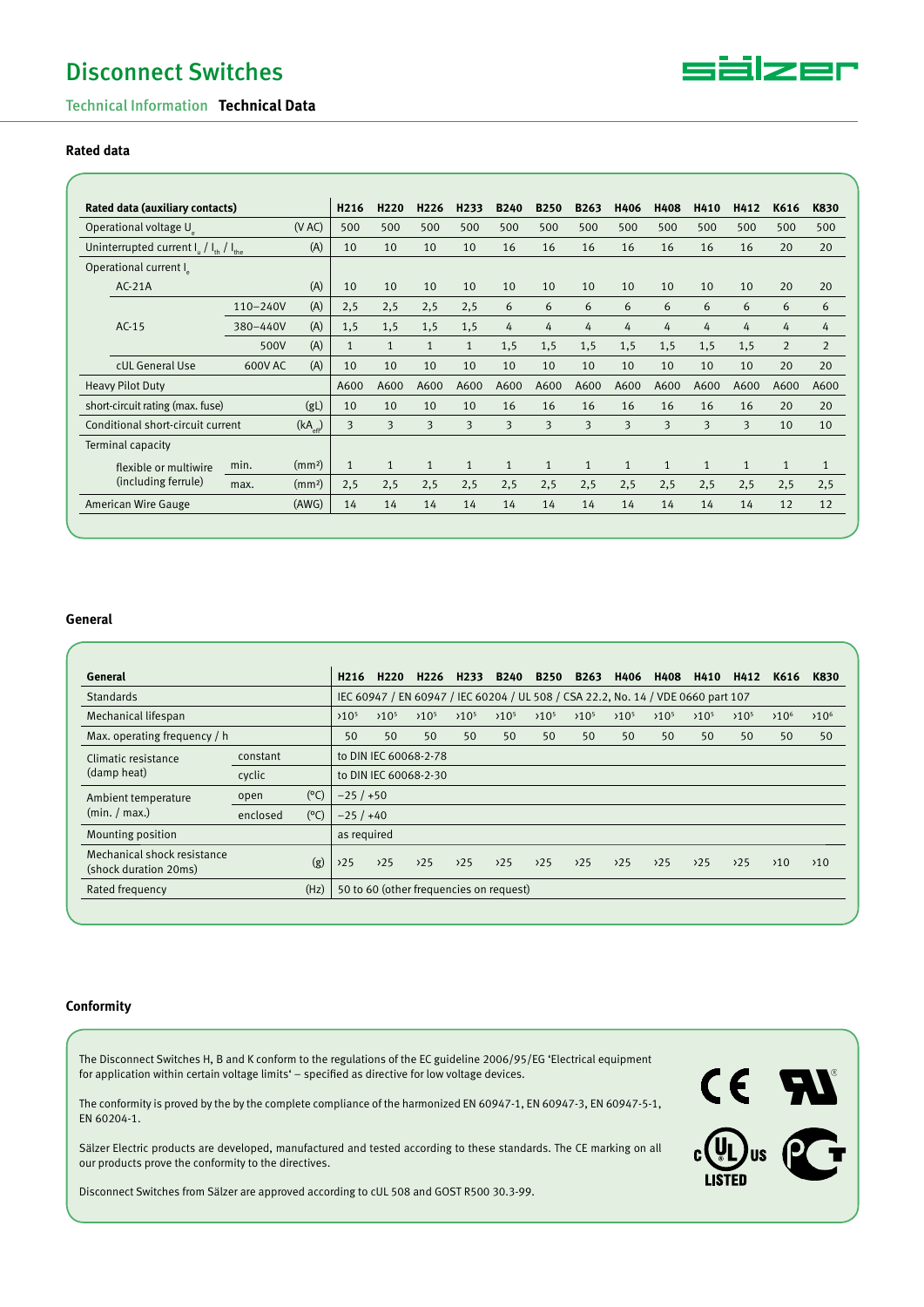# Disconnect Switches

Technical Information **Technical Data**

### Rated data

| Rated data (auxiliary contacts) | | | H216 | H220 | H226 | H233 | B240 | B250 | B263 | H406 | H408 | H410 | H412 | K616 | K830 |
|---|---|---|---|---|---|---|---|---|---|---|---|---|---|---|---|
| Operational voltage $U_e$ | | (V AC) | 500 | 500 | 500 | 500 | 500 | 500 | 500 | 500 | 500 | 500 | 500 | 500 | 500 |
| Uninterrupted current $I_u$ / $I_{th}$ / $I_{the}$ | | (A) | 10 | 10 | 10 | 10 | 16 | 16 | 16 | 16 | 16 | 16 | 16 | 20 | 20 |
| Operational current $I_e$ | | | | | | | | | | | | | | | |
| AC-21A | | (A) | 10 | 10 | 10 | 10 | 10 | 10 | 10 | 10 | 10 | 10 | 10 | 20 | 20 |
| AC-15 | 110–240V | (A) | 2,5 | 2,5 | 2,5 | 2,5 | 6 | 6 | 6 | 6 | 6 | 6 | 6 | 6 | 6 |
| | 380–440V | (A) | 1,5 | 1,5 | 1,5 | 1,5 | 4 | 4 | 4 | 4 | 4 | 4 | 4 | 4 | 4 |
| | 500V | (A) | 1 | 1 | 1 | 1 | 1,5 | 1,5 | 1,5 | 1,5 | 1,5 | 1,5 | 1,5 | 2 | 2 |
| cUL General Use | 600V AC | (A) | 10 | 10 | 10 | 10 | 10 | 10 | 10 | 10 | 10 | 10 | 10 | 20 | 20 |
| Heavy Pilot Duty | | | A600 | A600 | A600 | A600 | A600 | A600 | A600 | A600 | A600 | A600 | A600 | A600 | A600 |
| short-circuit rating (max. fuse) | | (gL) | 10 | 10 | 10 | 10 | 16 | 16 | 16 | 16 | 16 | 16 | 16 | 20 | 20 |
| Conditional short-circuit current | | ($kA_{eff}$) | 3 | 3 | 3 | 3 | 3 | 3 | 3 | 3 | 3 | 3 | 3 | 10 | 10 |
| Terminal capacity | | | | | | | | | | | | | | | |
| flexible or multiwire (including ferrule) | min. | (mm²) | 1 | 1 | 1 | 1 | 1 | 1 | 1 | 1 | 1 | 1 | 1 | 1 | 1 |
| | max. | (mm²) | 2,5 | 2,5 | 2,5 | 2,5 | 2,5 | 2,5 | 2,5 | 2,5 | 2,5 | 2,5 | 2,5 | 2,5 | 2,5 |
| American Wire Gauge | | (AWG) | 14 | 14 | 14 | 14 | 14 | 14 | 14 | 14 | 14 | 14 | 14 | 12 | 12 |

### General

| General | | | H216 | H220 | H226 | H233 | B240 | B250 | B263 | H406 | H408 | H410 | H412 | K616 | K830 |
|---|---|---|---|---|---|---|---|---|---|---|---|---|---|---|---|
| Standards | | | IEC 60947 / EN 60947 / IEC 60204 / UL 508 / CSA 22.2, No. 14 / VDE 0660 part 107 | | | | | | | | | | | | |
| Mechanical lifespan | | | ›$10^5$ | ›$10^5$ | ›$10^5$ | ›$10^5$ | ›$10^5$ | ›$10^5$ | ›$10^5$ | ›$10^5$ | ›$10^5$ | ›$10^5$ | ›$10^5$ | ›$10^6$ | ›$10^6$ |
| Max. operating frequency / h | | | 50 | 50 | 50 | 50 | 50 | 50 | 50 | 50 | 50 | 50 | 50 | 50 | 50 |
| Climatic resistance (damp heat) | constant | | to DIN IEC 60068-2-78 | | | | | | | | | | | | |
| | cyclic | | to DIN IEC 60068-2-30 | | | | | | | | | | | | |
| Ambient temperature (min. / max.) | open | (°C) | −25 / +50 | | | | | | | | | | | | |
| | enclosed | (°C) | −25 / +40 | | | | | | | | | | | | |
| Mounting position | | | as required | | | | | | | | | | | | |
| Mechanical shock resistance (shock duration 20ms) | | (g) | ›25 | ›25 | ›25 | ›25 | ›25 | ›25 | ›25 | ›25 | ›25 | ›25 | ›25 | ›10 | ›10 |
| Rated frequency | | (Hz) | 50 to 60 (other frequencies on request) | | | | | | | | | | | | |

### Conformity

The Disconnect Switches H, B and K conform to the regulations of the EC guideline 2006/95/EG 'Electrical equipment for application within certain voltage limits' – specified as directive for low voltage devices.

The conformity is proved by the by the complete compliance of the harmonized EN 60947-1, EN 60947-3, EN 60947-5-1, EN 60204-1.

Sälzer Electric products are developed, manufactured and tested according to these standards. The CE marking on all our products prove the conformity to the directives.

Disconnect Switches from Sälzer are approved according to cUL 508 and GOST R500 30.3-99.